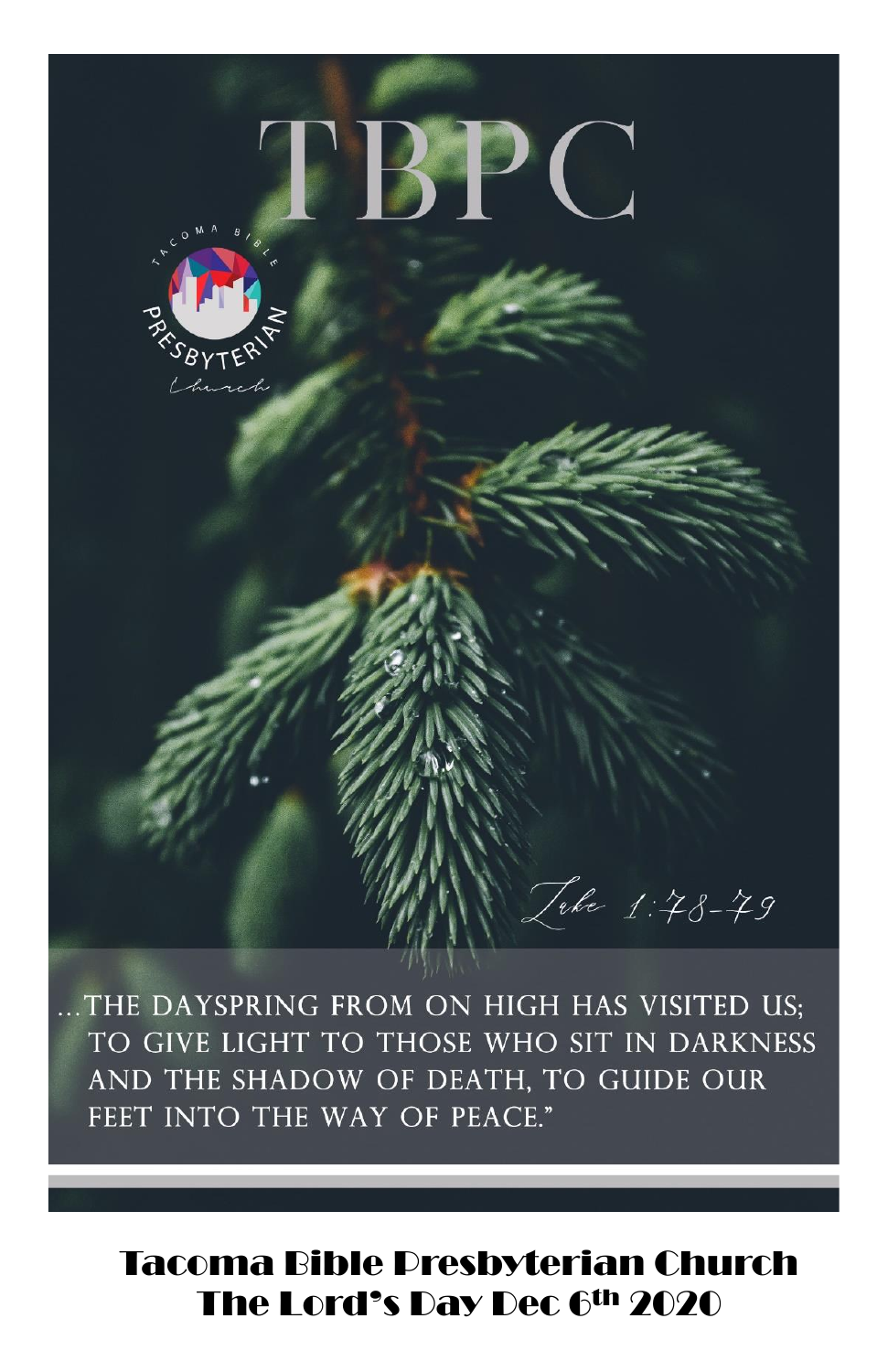# TBPC

TACOMA BIBLE PRESBYTERIAN Church

*Luke 1:78-79*

...THE DAYSPRING FROM ON HIGH HAS VISITED US; TO GIVE LIGHT TO THOSE WHO SIT IN DARKNESS AND THE SHADOW OF DEATH, TO GUIDE OUR FEET INTO THE WAY OF PEACE."

## Tacoma Bible Presbyterian Church
## The Lord's Day Dec 6th 2020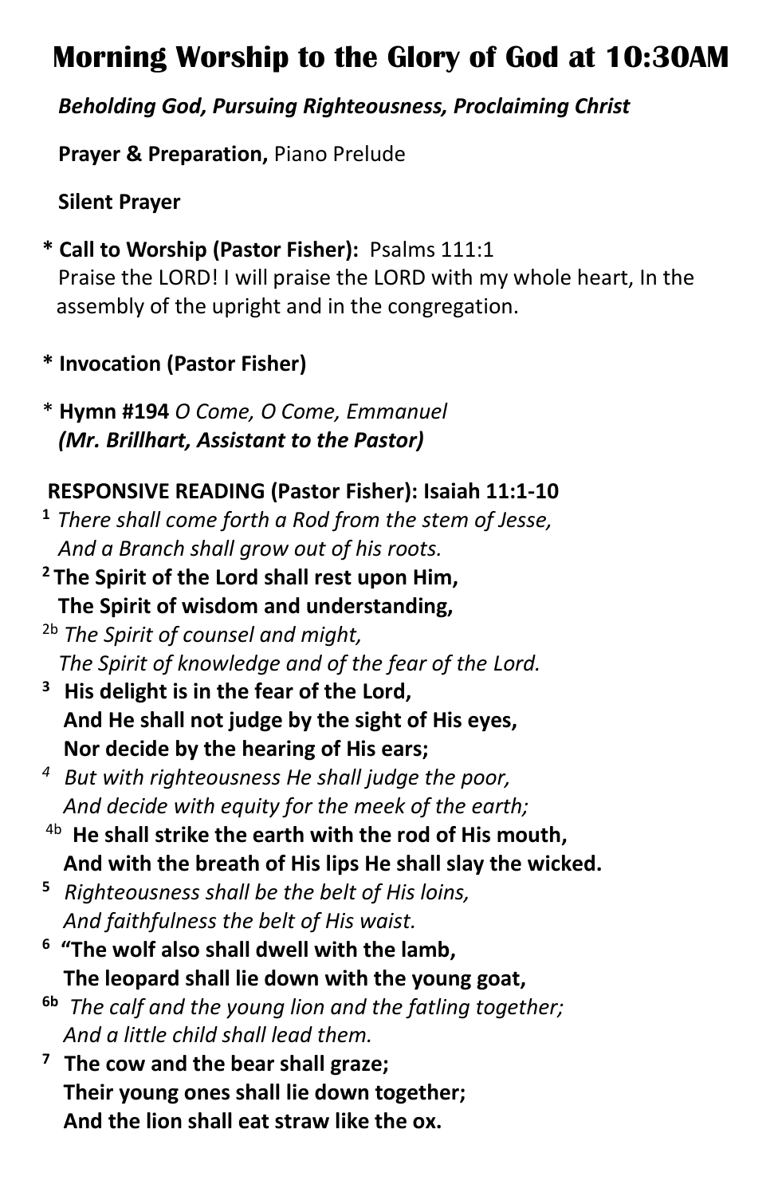# Morning Worship to the Glory of God at 10:30AM

***Beholding God, Pursuing Righteousness, Proclaiming Christ***

**Prayer & Preparation,** Piano Prelude

**Silent Prayer**

**\* Call to Worship (Pastor Fisher):** Psalms 111:1
Praise the LORD! I will praise the LORD with my whole heart, In the assembly of the upright and in the congregation.

**\* Invocation (Pastor Fisher)**

\* **Hymn #194** *O Come, O Come, Emmanuel*
***(Mr. Brillhart, Assistant to the Pastor)***

**RESPONSIVE READING (Pastor Fisher): Isaiah 11:1-10**

1 *There shall come forth a Rod from the stem of Jesse,*
*And a Branch shall grow out of his roots.*

**2 The Spirit of the Lord shall rest upon Him,**
**The Spirit of wisdom and understanding,**

2b *The Spirit of counsel and might,*
*The Spirit of knowledge and of the fear of the Lord.*

**3 His delight is in the fear of the Lord,**
**And He shall not judge by the sight of His eyes,**
**Nor decide by the hearing of His ears;**

*4 But with righteousness He shall judge the poor,*
*And decide with equity for the meek of the earth;*

4b **He shall strike the earth with the rod of His mouth,**
**And with the breath of His lips He shall slay the wicked.**

5 *Righteousness shall be the belt of His loins,*
*And faithfulness the belt of His waist.*

**6 "The wolf also shall dwell with the lamb,**
**The leopard shall lie down with the young goat,**

**6b** *The calf and the young lion and the fatling together;*
*And a little child shall lead them.*

**7 The cow and the bear shall graze;**
**Their young ones shall lie down together;**
**And the lion shall eat straw like the ox.**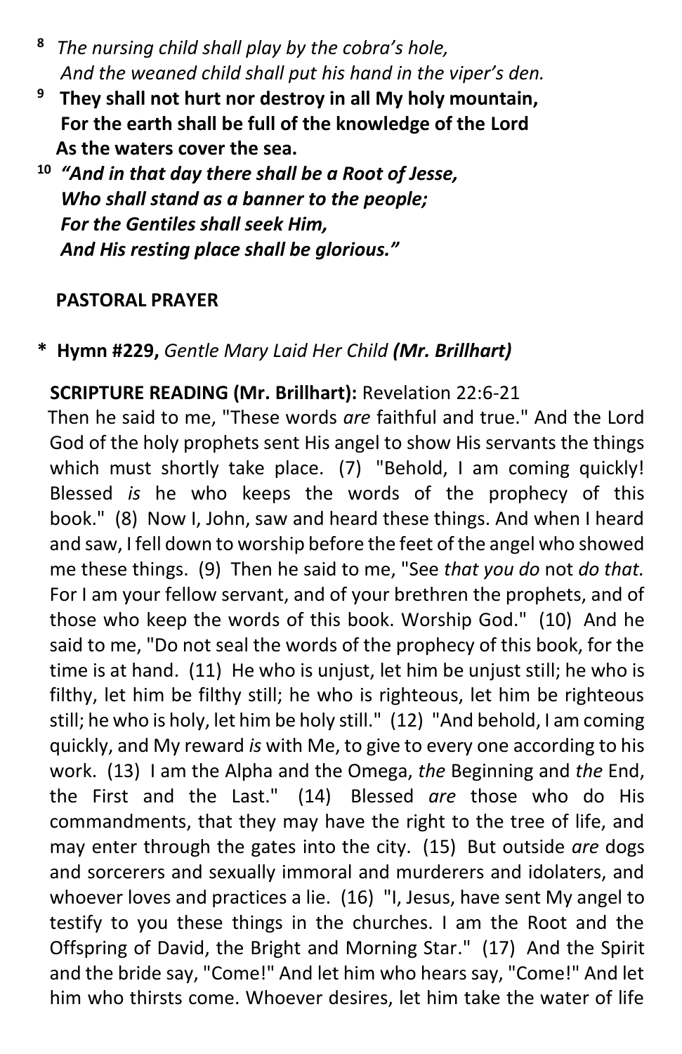[8] *The nursing child shall play by the cobra's hole,*
*And the weaned child shall put his hand in the viper's den.*

[9] **They shall not hurt nor destroy in all My holy mountain,**
**For the earth shall be full of the knowledge of the Lord**
**As the waters cover the sea.**

[10] ***"And in that day there shall be a Root of Jesse,***
***Who shall stand as a banner to the people;***
***For the Gentiles shall seek Him,***
***And His resting place shall be glorious."***

**PASTORAL PRAYER**

\* **Hymn #229,** *Gentle Mary Laid Her Child* ***(Mr. Brillhart)***

**SCRIPTURE READING (Mr. Brillhart):** Revelation 22:6-21

Then he said to me, "These words *are* faithful and true." And the Lord God of the holy prophets sent His angel to show His servants the things which must shortly take place. (7) "Behold, I am coming quickly! Blessed *is* he who keeps the words of the prophecy of this book." (8) Now I, John, saw and heard these things. And when I heard and saw, I fell down to worship before the feet of the angel who showed me these things. (9) Then he said to me, "See *that you do* not *do that.* For I am your fellow servant, and of your brethren the prophets, and of those who keep the words of this book. Worship God." (10) And he said to me, "Do not seal the words of the prophecy of this book, for the time is at hand. (11) He who is unjust, let him be unjust still; he who is filthy, let him be filthy still; he who is righteous, let him be righteous still; he who is holy, let him be holy still." (12) "And behold, I am coming quickly, and My reward *is* with Me, to give to every one according to his work. (13) I am the Alpha and the Omega, *the* Beginning and *the* End, the First and the Last." (14) Blessed *are* those who do His commandments, that they may have the right to the tree of life, and may enter through the gates into the city. (15) But outside *are* dogs and sorcerers and sexually immoral and murderers and idolaters, and whoever loves and practices a lie. (16) "I, Jesus, have sent My angel to testify to you these things in the churches. I am the Root and the Offspring of David, the Bright and Morning Star." (17) And the Spirit and the bride say, "Come!" And let him who hears say, "Come!" And let him who thirsts come. Whoever desires, let him take the water of life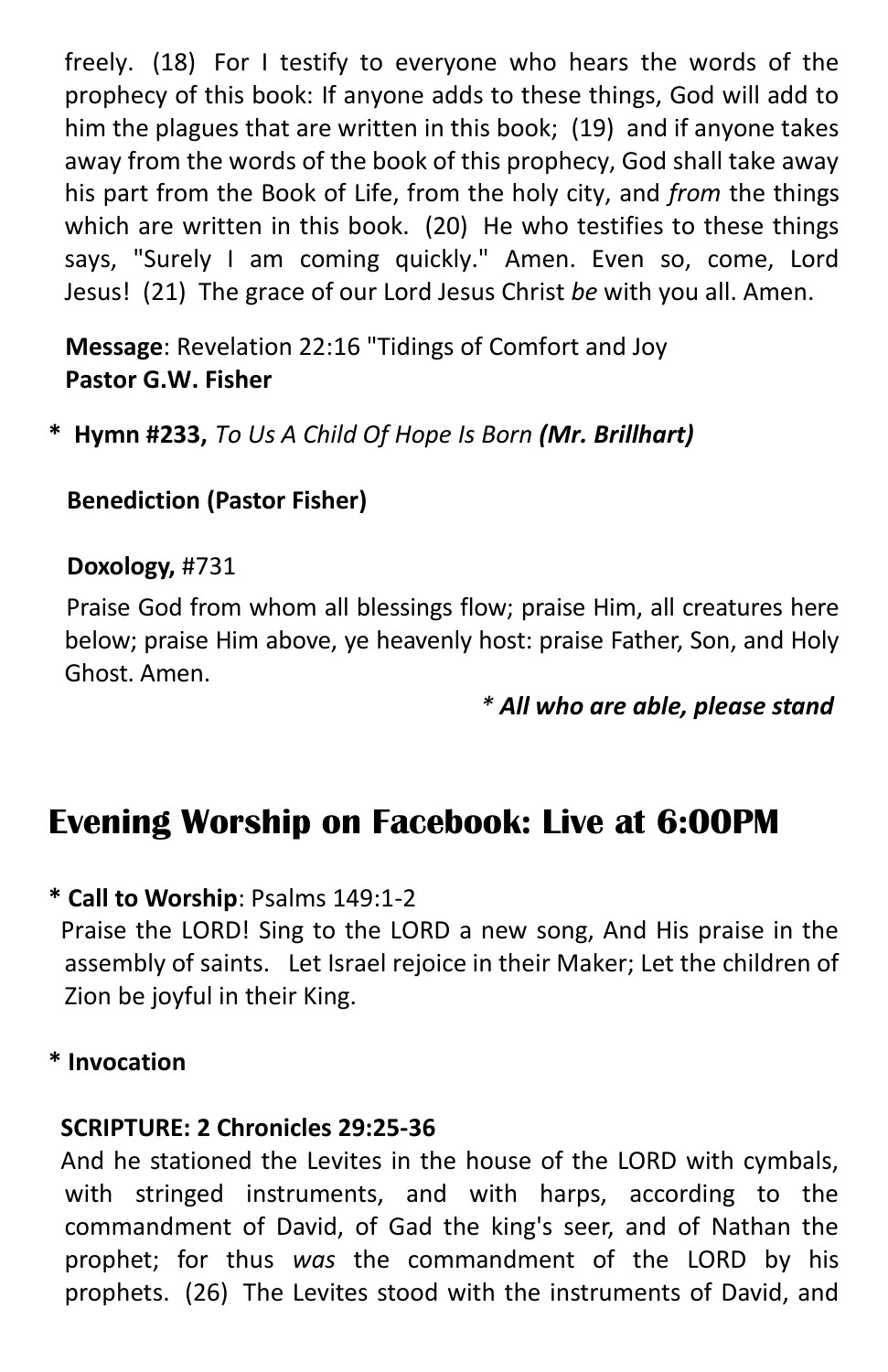freely. (18) For I testify to everyone who hears the words of the prophecy of this book: If anyone adds to these things, God will add to him the plagues that are written in this book; (19) and if anyone takes away from the words of the book of this prophecy, God shall take away his part from the Book of Life, from the holy city, and *from* the things which are written in this book. (20) He who testifies to these things says, "Surely I am coming quickly." Amen. Even so, come, Lord Jesus! (21) The grace of our Lord Jesus Christ *be* with you all. Amen.

**Message**: Revelation 22:16 "Tidings of Comfort and Joy
**Pastor G.W. Fisher**

\* **Hymn #233,** *To Us A Child Of Hope Is Born* ***(Mr. Brillhart)***

**Benediction (Pastor Fisher)**

**Doxology,** #731

Praise God from whom all blessings flow; praise Him, all creatures here below; praise Him above, ye heavenly host: praise Father, Son, and Holy Ghost. Amen.

*\* **All who are able, please stand***

## Evening Worship on Facebook: Live at 6:00PM

\* **Call to Worship**: Psalms 149:1-2
Praise the LORD! Sing to the LORD a new song, And His praise in the assembly of saints. Let Israel rejoice in their Maker; Let the children of Zion be joyful in their King.

\* **Invocation**

**SCRIPTURE: 2 Chronicles 29:25-36**
And he stationed the Levites in the house of the LORD with cymbals, with stringed instruments, and with harps, according to the commandment of David, of Gad the king's seer, and of Nathan the prophet; for thus *was* the commandment of the LORD by his prophets. (26) The Levites stood with the instruments of David, and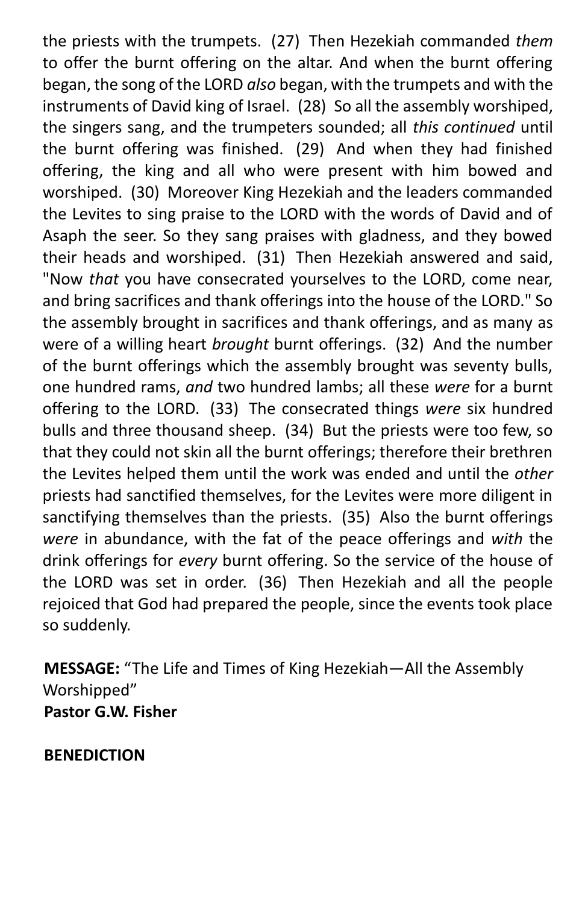the priests with the trumpets. (27) Then Hezekiah commanded *them* to offer the burnt offering on the altar. And when the burnt offering began, the song of the LORD *also* began, with the trumpets and with the instruments of David king of Israel. (28) So all the assembly worshiped, the singers sang, and the trumpeters sounded; all *this continued* until the burnt offering was finished. (29) And when they had finished offering, the king and all who were present with him bowed and worshiped. (30) Moreover King Hezekiah and the leaders commanded the Levites to sing praise to the LORD with the words of David and of Asaph the seer. So they sang praises with gladness, and they bowed their heads and worshiped. (31) Then Hezekiah answered and said, "Now *that* you have consecrated yourselves to the LORD, come near, and bring sacrifices and thank offerings into the house of the LORD." So the assembly brought in sacrifices and thank offerings, and as many as were of a willing heart *brought* burnt offerings. (32) And the number of the burnt offerings which the assembly brought was seventy bulls, one hundred rams, *and* two hundred lambs; all these *were* for a burnt offering to the LORD. (33) The consecrated things *were* six hundred bulls and three thousand sheep. (34) But the priests were too few, so that they could not skin all the burnt offerings; therefore their brethren the Levites helped them until the work was ended and until the *other* priests had sanctified themselves, for the Levites were more diligent in sanctifying themselves than the priests. (35) Also the burnt offerings *were* in abundance, with the fat of the peace offerings and *with* the drink offerings for *every* burnt offering. So the service of the house of the LORD was set in order. (36) Then Hezekiah and all the people rejoiced that God had prepared the people, since the events took place so suddenly.

**MESSAGE:** "The Life and Times of King Hezekiah—All the Assembly Worshipped"
**Pastor G.W. Fisher**

**BENEDICTION**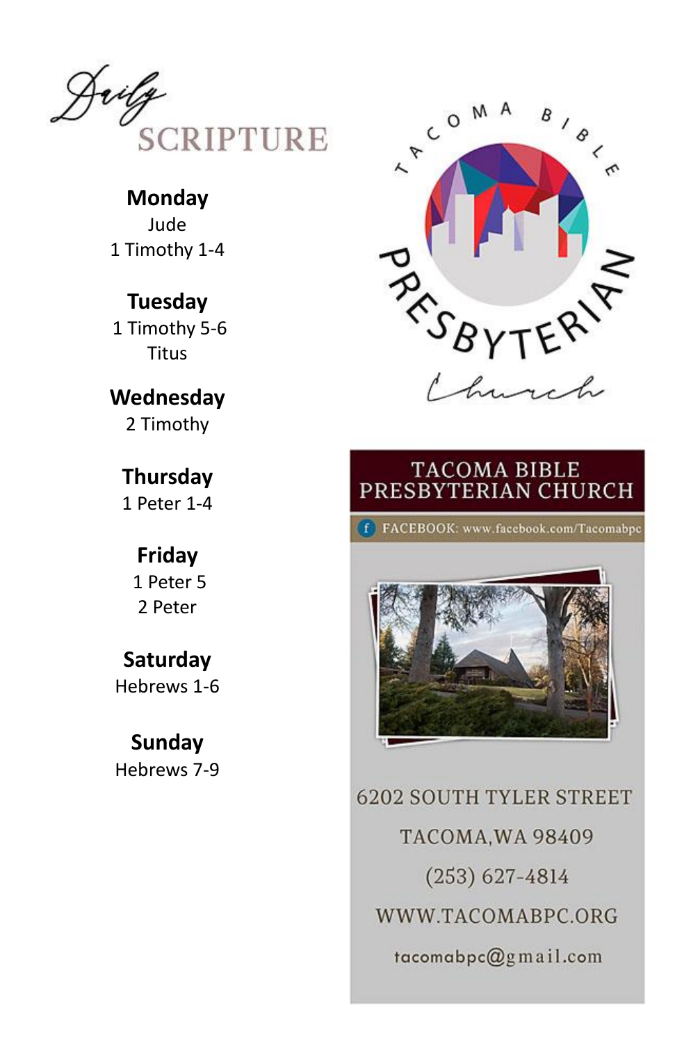# *Daily* SCRIPTURE

**Monday**
Jude
1 Timothy 1-4

**Tuesday**
1 Timothy 5-6
Titus

**Wednesday**
2 Timothy

**Thursday**
1 Peter 1-4

**Friday**
1 Peter 5
2 Peter

**Saturday**
Hebrews 1-6

**Sunday**
Hebrews 7-9

TACOMA BIBLE PRESBYTERIAN *Church*

## TACOMA BIBLE PRESBYTERIAN CHURCH

FACEBOOK: www.facebook.com/Tacomabpc

6202 SOUTH TYLER STREET
TACOMA,WA 98409
(253) 627-4814
WWW.TACOMABPC.ORG
tacomabpc@gmail.com